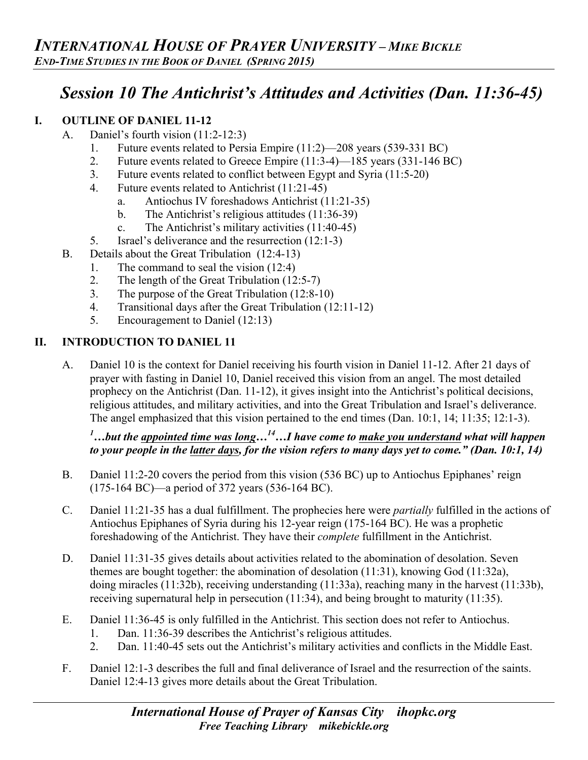# *INTERNATIONAL HOUSE OF PRAYER UNIVERSITY – MIKE BICKLE*

***END-TIME STUDIES IN THE BOOK OF DANIEL (SPRING 2015)***

## *Session 10 The Antichrist's Attitudes and Activities (Dan. 11:36-45)*

### I. OUTLINE OF DANIEL 11-12

A. Daniel's fourth vision (11:2-12:3)
   1. Future events related to Persia Empire (11:2)—208 years (539-331 BC)
   2. Future events related to Greece Empire (11:3-4)—185 years (331-146 BC)
   3. Future events related to conflict between Egypt and Syria (11:5-20)
   4. Future events related to Antichrist (11:21-45)
      a. Antiochus IV foreshadows Antichrist (11:21-35)
      b. The Antichrist's religious attitudes (11:36-39)
      c. The Antichrist's military activities (11:40-45)
   5. Israel's deliverance and the resurrection (12:1-3)

B. Details about the Great Tribulation (12:4-13)
   1. The command to seal the vision (12:4)
   2. The length of the Great Tribulation (12:5-7)
   3. The purpose of the Great Tribulation (12:8-10)
   4. Transitional days after the Great Tribulation (12:11-12)
   5. Encouragement to Daniel (12:13)

### II. INTRODUCTION TO DANIEL 11

A. Daniel 10 is the context for Daniel receiving his fourth vision in Daniel 11-12. After 21 days of prayer with fasting in Daniel 10, Daniel received this vision from an angel. The most detailed prophecy on the Antichrist (Dan. 11-12), it gives insight into the Antichrist's political decisions, religious attitudes, and military activities, and into the Great Tribulation and Israel's deliverance. The angel emphasized that this vision pertained to the end times (Dan. 10:1, 14; 11:35; 12:1-3).

***[1]…but the <u>appointed time was long</u>…[14]…I have come to <u>make you understand</u> what will happen to your people in the <u>latter days</u>, for the vision refers to many days yet to come." (Dan. 10:1, 14)***

B. Daniel 11:2-20 covers the period from this vision (536 BC) up to Antiochus Epiphanes' reign (175-164 BC)—a period of 372 years (536-164 BC).

C. Daniel 11:21-35 has a dual fulfillment. The prophecies here were *partially* fulfilled in the actions of Antiochus Epiphanes of Syria during his 12-year reign (175-164 BC). He was a prophetic foreshadowing of the Antichrist. They have their *complete* fulfillment in the Antichrist.

D. Daniel 11:31-35 gives details about activities related to the abomination of desolation. Seven themes are bought together: the abomination of desolation (11:31), knowing God (11:32a), doing miracles (11:32b), receiving understanding (11:33a), reaching many in the harvest (11:33b), receiving supernatural help in persecution (11:34), and being brought to maturity (11:35).

E. Daniel 11:36-45 is only fulfilled in the Antichrist. This section does not refer to Antiochus.
   1. Dan. 11:36-39 describes the Antichrist's religious attitudes.
   2. Dan. 11:40-45 sets out the Antichrist's military activities and conflicts in the Middle East.

F. Daniel 12:1-3 describes the full and final deliverance of Israel and the resurrection of the saints. Daniel 12:4-13 gives more details about the Great Tribulation.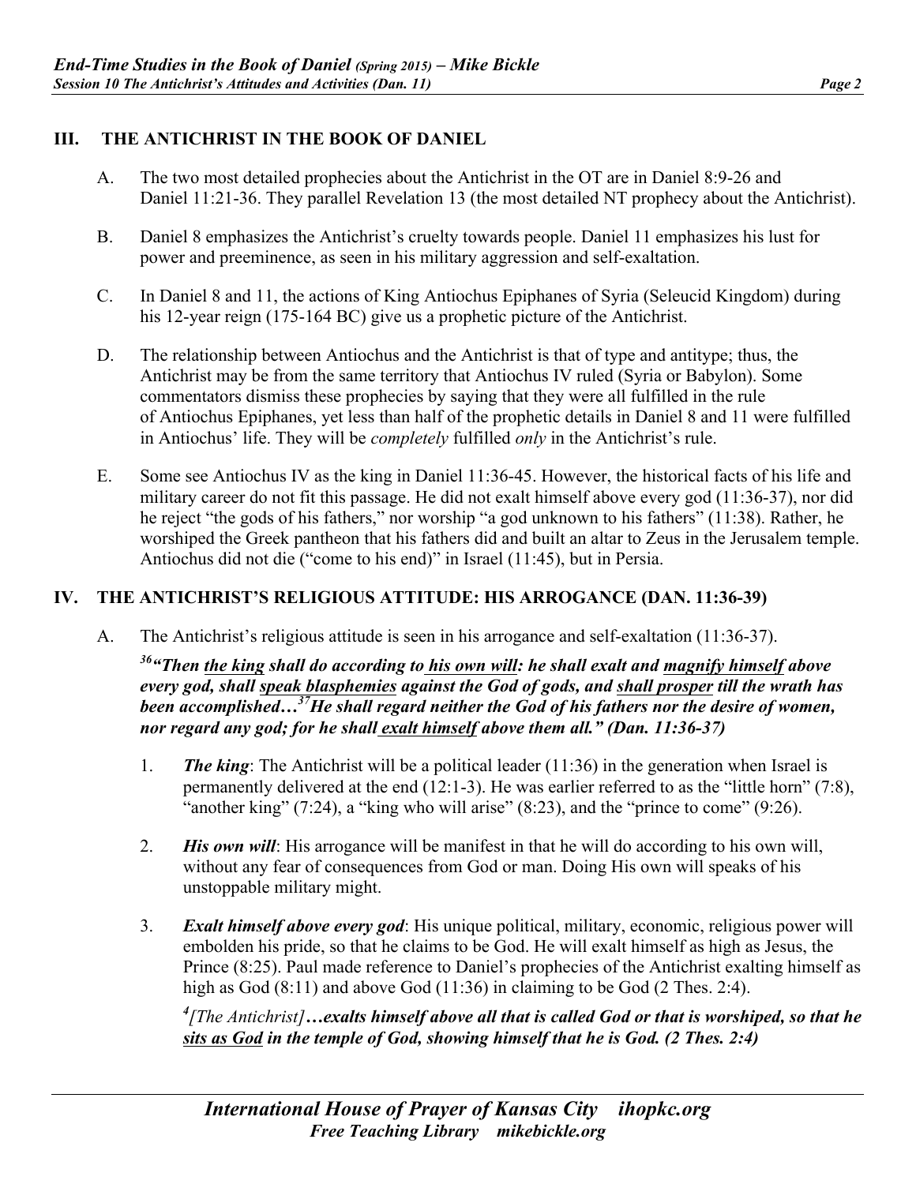## III. THE ANTICHRIST IN THE BOOK OF DANIEL

A. The two most detailed prophecies about the Antichrist in the OT are in Daniel 8:9-26 and Daniel 11:21-36. They parallel Revelation 13 (the most detailed NT prophecy about the Antichrist).

B. Daniel 8 emphasizes the Antichrist's cruelty towards people. Daniel 11 emphasizes his lust for power and preeminence, as seen in his military aggression and self-exaltation.

C. In Daniel 8 and 11, the actions of King Antiochus Epiphanes of Syria (Seleucid Kingdom) during his 12-year reign (175-164 BC) give us a prophetic picture of the Antichrist.

D. The relationship between Antiochus and the Antichrist is that of type and antitype; thus, the Antichrist may be from the same territory that Antiochus IV ruled (Syria or Babylon). Some commentators dismiss these prophecies by saying that they were all fulfilled in the rule of Antiochus Epiphanes, yet less than half of the prophetic details in Daniel 8 and 11 were fulfilled in Antiochus' life. They will be *completely* fulfilled *only* in the Antichrist's rule.

E. Some see Antiochus IV as the king in Daniel 11:36-45. However, the historical facts of his life and military career do not fit this passage. He did not exalt himself above every god (11:36-37), nor did he reject "the gods of his fathers," nor worship "a god unknown to his fathers" (11:38). Rather, he worshiped the Greek pantheon that his fathers did and built an altar to Zeus in the Jerusalem temple. Antiochus did not die ("come to his end") in Israel (11:45), but in Persia.

## IV. THE ANTICHRIST'S RELIGIOUS ATTITUDE: HIS ARROGANCE (DAN. 11:36-39)

A. The Antichrist's religious attitude is seen in his arrogance and self-exaltation (11:36-37).

***[36]"Then <u>the king</u> shall do according to <u>his own will</u>: he shall exalt and <u>magnify himself</u> above every god, shall <u>speak blasphemies</u> against the God of gods, and <u>shall prosper</u> till the wrath has been accomplished…[37]He shall regard neither the God of his fathers nor the desire of women, nor regard any god; for he shall <u>exalt himself</u> above them all." (Dan. 11:36-37)***

1. ***The king***: The Antichrist will be a political leader (11:36) in the generation when Israel is permanently delivered at the end (12:1-3). He was earlier referred to as the "little horn" (7:8), "another king" (7:24), a "king who will arise" (8:23), and the "prince to come" (9:26).

2. ***His own will***: His arrogance will be manifest in that he will do according to his own will, without any fear of consequences from God or man. Doing His own will speaks of his unstoppable military might.

3. ***Exalt himself above every god***: His unique political, military, economic, religious power will embolden his pride, so that he claims to be God. He will exalt himself as high as Jesus, the Prince (8:25). Paul made reference to Daniel's prophecies of the Antichrist exalting himself as high as God (8:11) and above God (11:36) in claiming to be God (2 Thes. 2:4).

***[4][The Antichrist]…exalts himself above all that is called God or that is worshiped, so that he <u>sits as God</u> in the temple of God, showing himself that he is God. (2 Thes. 2:4)***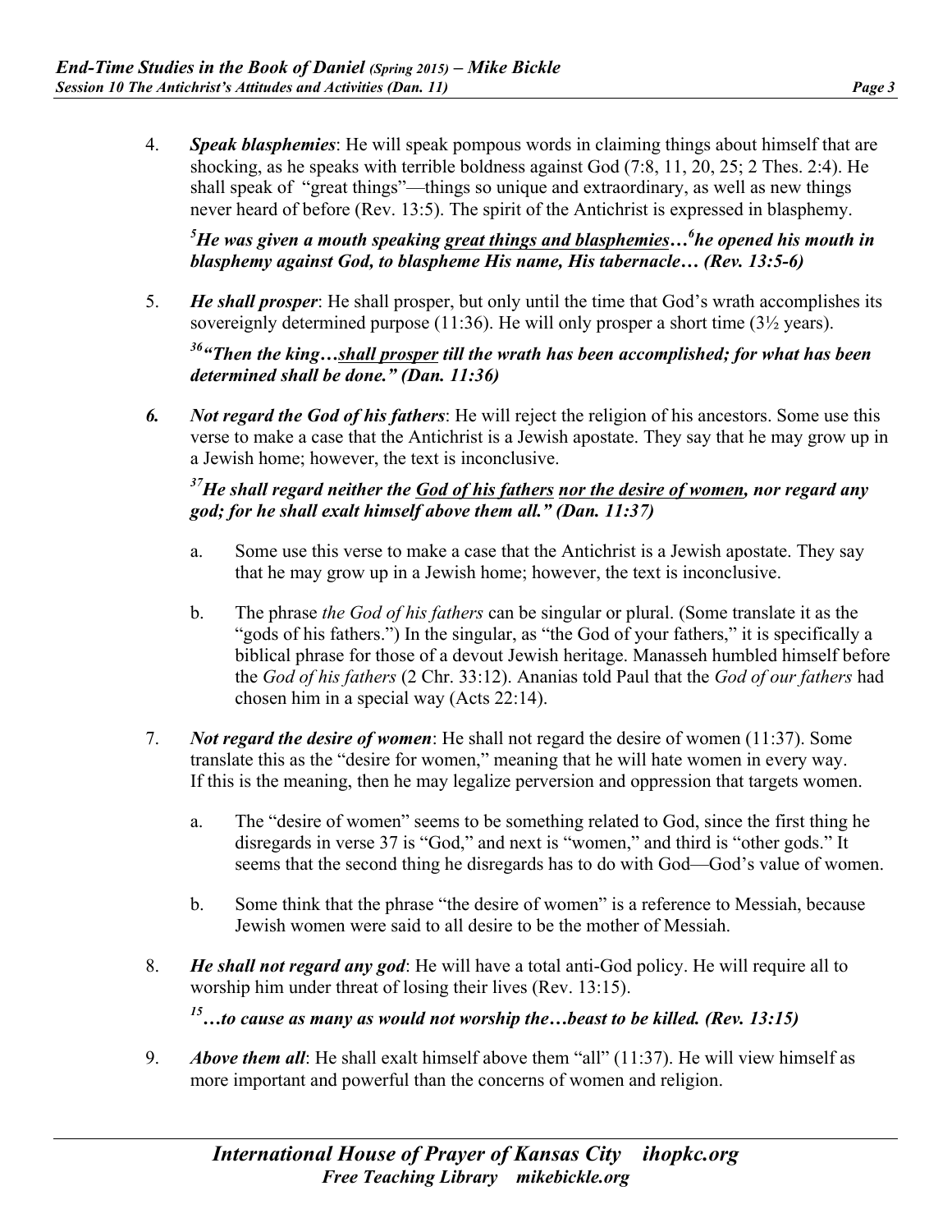4. ***Speak blasphemies***: He will speak pompous words in claiming things about himself that are shocking, as he speaks with terrible boldness against God (7:8, 11, 20, 25; 2 Thes. 2:4). He shall speak of "great things"—things so unique and extraordinary, as well as new things never heard of before (Rev. 13:5). The spirit of the Antichrist is expressed in blasphemy.

   ***[5]He was given a mouth speaking <u>great things and blasphemies</u>…[6]he opened his mouth in blasphemy against God, to blaspheme His name, His tabernacle… (Rev. 13:5-6)***

5. ***He shall prosper***: He shall prosper, but only until the time that God's wrath accomplishes its sovereignly determined purpose (11:36). He will only prosper a short time (3½ years).

   ***[36]"Then the king…<u>shall prosper</u> till the wrath has been accomplished; for what has been determined shall be done." (Dan. 11:36)***

6. ***Not regard the God of his fathers***: He will reject the religion of his ancestors. Some use this verse to make a case that the Antichrist is a Jewish apostate. They say that he may grow up in a Jewish home; however, the text is inconclusive.

   ***[37]He shall regard neither the <u>God of his fathers</u> <u>nor the desire of women</u>, nor regard any god; for he shall exalt himself above them all." (Dan. 11:37)***

   a. Some use this verse to make a case that the Antichrist is a Jewish apostate. They say that he may grow up in a Jewish home; however, the text is inconclusive.

   b. The phrase *the God of his fathers* can be singular or plural. (Some translate it as the "gods of his fathers.") In the singular, as "the God of your fathers," it is specifically a biblical phrase for those of a devout Jewish heritage. Manasseh humbled himself before the *God of his fathers* (2 Chr. 33:12). Ananias told Paul that the *God of our fathers* had chosen him in a special way (Acts 22:14).

7. ***Not regard the desire of women***: He shall not regard the desire of women (11:37). Some translate this as the "desire for women," meaning that he will hate women in every way. If this is the meaning, then he may legalize perversion and oppression that targets women.

   a. The "desire of women" seems to be something related to God, since the first thing he disregards in verse 37 is "God," and next is "women," and third is "other gods." It seems that the second thing he disregards has to do with God—God's value of women.

   b. Some think that the phrase "the desire of women" is a reference to Messiah, because Jewish women were said to all desire to be the mother of Messiah.

8. ***He shall not regard any god***: He will have a total anti-God policy. He will require all to worship him under threat of losing their lives (Rev. 13:15).

   ***[15]…to cause as many as would not worship the…beast to be killed. (Rev. 13:15)***

9. ***Above them all***: He shall exalt himself above them "all" (11:37). He will view himself as more important and powerful than the concerns of women and religion.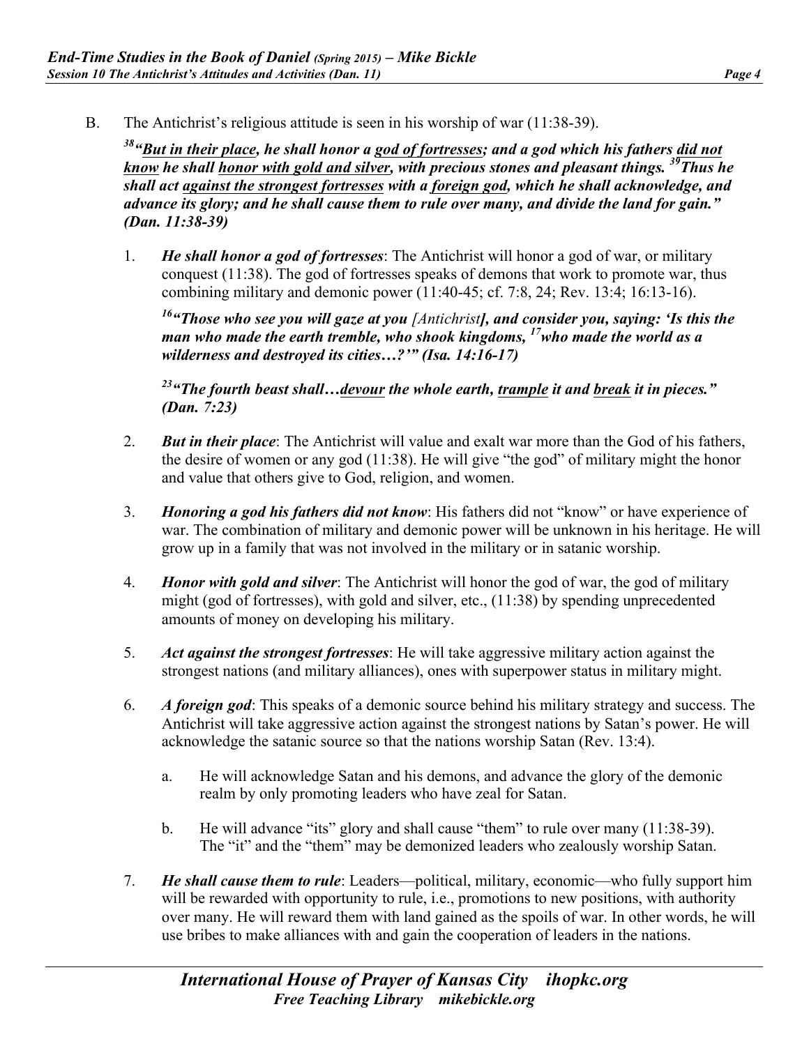B. The Antichrist's religious attitude is seen in his worship of war (11:38-39).

***[38] "<u>But in their place</u>, he shall honor a <u>god of fortresses</u>; and a god which his fathers <u>did not know</u> he shall <u>honor with gold and silver</u>, with precious stones and pleasant things. [39] Thus he shall act <u>against the strongest fortresses</u> with a <u>foreign god</u>, which he shall acknowledge, and advance its glory; and he shall cause them to rule over many, and divide the land for gain." (Dan. 11:38-39)***

1. ***He shall honor a god of fortresses***: The Antichrist will honor a god of war, or military conquest (11:38). The god of fortresses speaks of demons that work to promote war, thus combining military and demonic power (11:40-45; cf. 7:8, 24; Rev. 13:4; 16:13-16).

   ***[16] "Those who see you will gaze at you** [Antichrist]**, and consider you, saying: 'Is this the man who made the earth tremble, who shook kingdoms, [17] who made the world as a wilderness and destroyed its cities…?'" (Isa. 14:16-17)***

   ***[23] "The fourth beast shall…<u>devour</u> the whole earth, <u>trample</u> it and <u>break</u> it in pieces." (Dan. 7:23)***

2. ***But in their place***: The Antichrist will value and exalt war more than the God of his fathers, the desire of women or any god (11:38). He will give "the god" of military might the honor and value that others give to God, religion, and women.

3. ***Honoring a god his fathers did not know***: His fathers did not "know" or have experience of war. The combination of military and demonic power will be unknown in his heritage. He will grow up in a family that was not involved in the military or in satanic worship.

4. ***Honor with gold and silver***: The Antichrist will honor the god of war, the god of military might (god of fortresses), with gold and silver, etc., (11:38) by spending unprecedented amounts of money on developing his military.

5. ***Act against the strongest fortresses***: He will take aggressive military action against the strongest nations (and military alliances), ones with superpower status in military might.

6. ***A foreign god***: This speaks of a demonic source behind his military strategy and success. The Antichrist will take aggressive action against the strongest nations by Satan's power. He will acknowledge the satanic source so that the nations worship Satan (Rev. 13:4).

   a. He will acknowledge Satan and his demons, and advance the glory of the demonic realm by only promoting leaders who have zeal for Satan.

   b. He will advance "its" glory and shall cause "them" to rule over many (11:38-39). The "it" and the "them" may be demonized leaders who zealously worship Satan.

7. ***He shall cause them to rule***: Leaders—political, military, economic—who fully support him will be rewarded with opportunity to rule, i.e., promotions to new positions, with authority over many. He will reward them with land gained as the spoils of war. In other words, he will use bribes to make alliances with and gain the cooperation of leaders in the nations.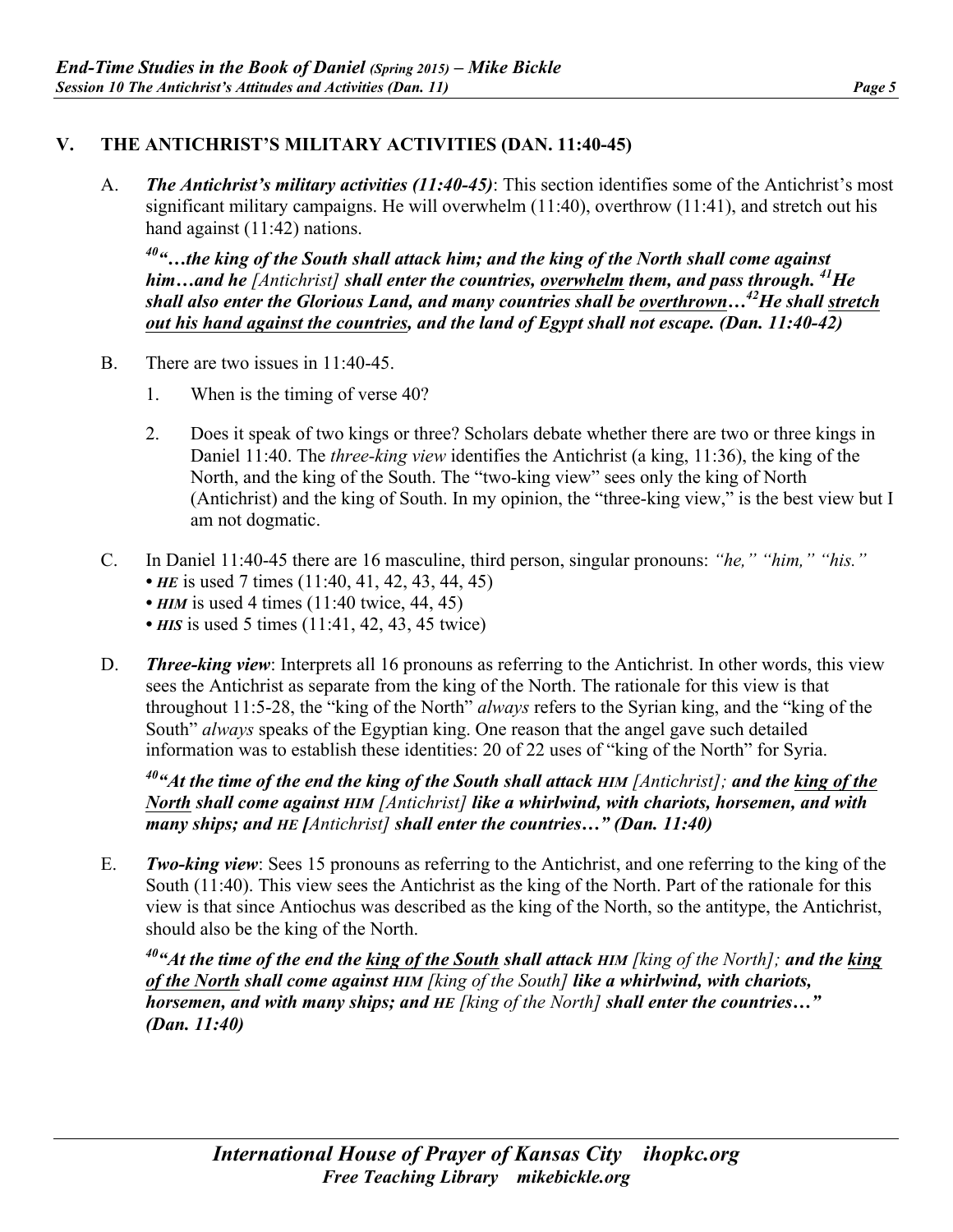## V. THE ANTICHRIST'S MILITARY ACTIVITIES (DAN. 11:40-45)

A. ***The Antichrist's military activities (11:40-45)***: This section identifies some of the Antichrist's most significant military campaigns. He will overwhelm (11:40), overthrow (11:41), and stretch out his hand against (11:42) nations.

> ***[40]"…the king of the South shall attack him; and the king of the North shall come against him…and he*** *[Antichrist]* ***shall enter the countries, <u>overwhelm</u> them, and pass through. [41]He shall also enter the Glorious Land, and many countries shall be <u>overthrown</u>…[42]He shall <u>stretch out his hand against the countries</u>, and the land of Egypt shall not escape. (Dan. 11:40-42)***

B. There are two issues in 11:40-45.

1. When is the timing of verse 40?
2. Does it speak of two kings or three? Scholars debate whether there are two or three kings in Daniel 11:40. The *three-king view* identifies the Antichrist (a king, 11:36), the king of the North, and the king of the South. The "two-king view" sees only the king of North (Antichrist) and the king of South. In my opinion, the "three-king view," is the best view but I am not dogmatic.

C. In Daniel 11:40-45 there are 16 masculine, third person, singular pronouns: *"he," "him," "his."*
- ***HE*** is used 7 times (11:40, 41, 42, 43, 44, 45)
- ***HIM*** is used 4 times (11:40 twice, 44, 45)
- ***HIS*** is used 5 times (11:41, 42, 43, 45 twice)

D. ***Three-king view***: Interprets all 16 pronouns as referring to the Antichrist. In other words, this view sees the Antichrist as separate from the king of the North. The rationale for this view is that throughout 11:5-28, the "king of the North" *always* refers to the Syrian king, and the "king of the South" *always* speaks of the Egyptian king. One reason that the angel gave such detailed information was to establish these identities: 20 of 22 uses of "king of the North" for Syria.

> ***[40]"At the time of the end the king of the South shall attack HIM*** *[Antichrist]****; and the <u>king of the North</u> shall come against HIM*** *[Antichrist]* ***like a whirlwind, with chariots, horsemen, and with many ships; and HE [****Antichrist****] shall enter the countries…" (Dan. 11:40)***

E. ***Two-king view***: Sees 15 pronouns as referring to the Antichrist, and one referring to the king of the South (11:40). This view sees the Antichrist as the king of the North. Part of the rationale for this view is that since Antiochus was described as the king of the North, so the antitype, the Antichrist, should also be the king of the North.

> ***[40]"At the time of the end the <u>king of the South</u> shall attack HIM*** *[king of the North]****; and the <u>king of the North</u> shall come against HIM*** *[king of the South]* ***like a whirlwind, with chariots, horsemen, and with many ships; and HE*** *[king of the North]* ***shall enter the countries…" (Dan. 11:40)***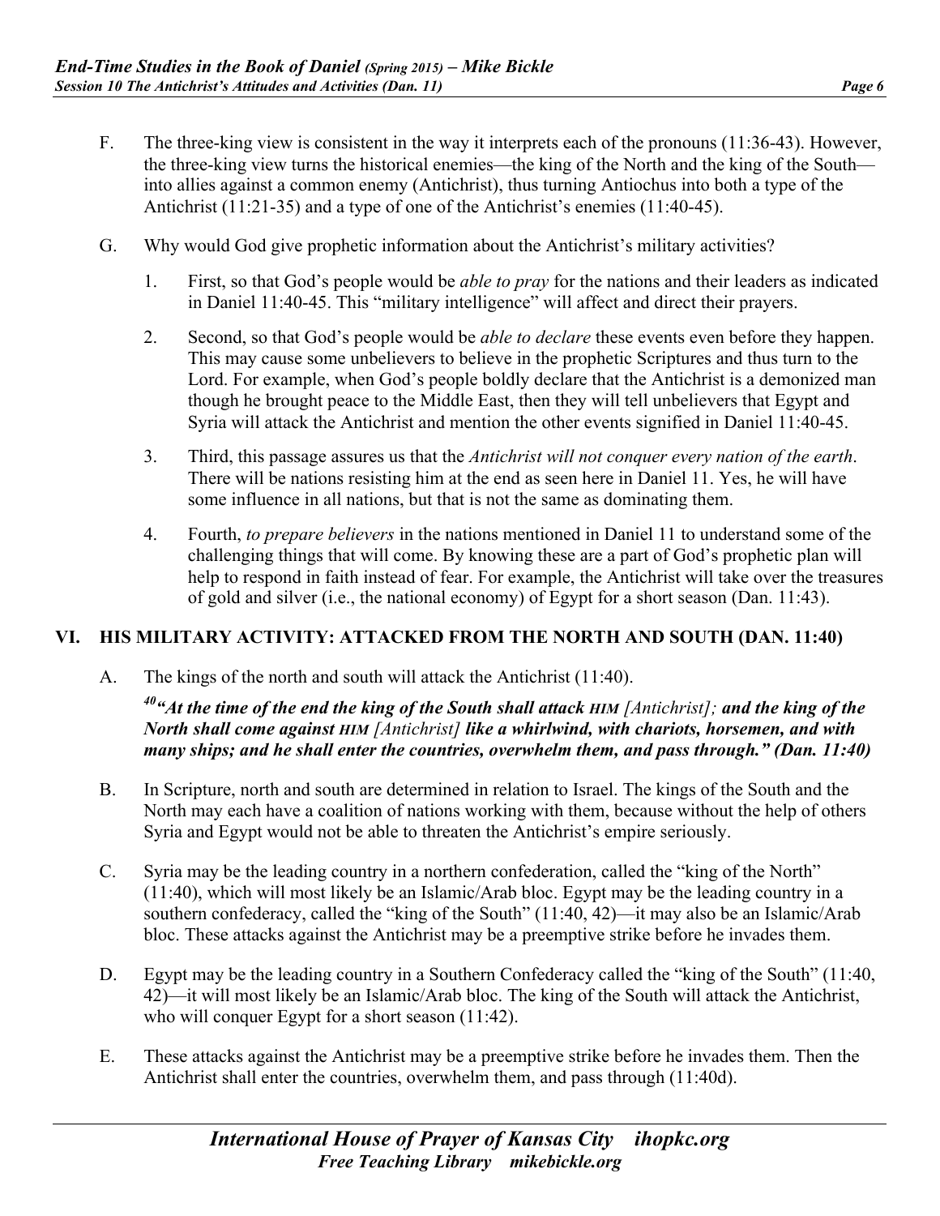F. The three-king view is consistent in the way it interprets each of the pronouns (11:36-43). However, the three-king view turns the historical enemies—the king of the North and the king of the South—into allies against a common enemy (Antichrist), thus turning Antiochus into both a type of the Antichrist (11:21-35) and a type of one of the Antichrist's enemies (11:40-45).

G. Why would God give prophetic information about the Antichrist's military activities?

1. First, so that God's people would be *able to pray* for the nations and their leaders as indicated in Daniel 11:40-45. This "military intelligence" will affect and direct their prayers.

2. Second, so that God's people would be *able to declare* these events even before they happen. This may cause some unbelievers to believe in the prophetic Scriptures and thus turn to the Lord. For example, when God's people boldly declare that the Antichrist is a demonized man though he brought peace to the Middle East, then they will tell unbelievers that Egypt and Syria will attack the Antichrist and mention the other events signified in Daniel 11:40-45.

3. Third, this passage assures us that the *Antichrist will not conquer every nation of the earth*. There will be nations resisting him at the end as seen here in Daniel 11. Yes, he will have some influence in all nations, but that is not the same as dominating them.

4. Fourth, *to prepare believers* in the nations mentioned in Daniel 11 to understand some of the challenging things that will come. By knowing these are a part of God's prophetic plan will help to respond in faith instead of fear. For example, the Antichrist will take over the treasures of gold and silver (i.e., the national economy) of Egypt for a short season (Dan. 11:43).

## VI. HIS MILITARY ACTIVITY: ATTACKED FROM THE NORTH AND SOUTH (DAN. 11:40)

A. The kings of the north and south will attack the Antichrist (11:40).

***[40]"At the time of the end the king of the South shall attack HIM** [Antichrist]**; and the king of the North shall come against HIM** [Antichrist] **like a whirlwind, with chariots, horsemen, and with many ships; and he shall enter the countries, overwhelm them, and pass through." (Dan. 11:40)***

B. In Scripture, north and south are determined in relation to Israel. The kings of the South and the North may each have a coalition of nations working with them, because without the help of others Syria and Egypt would not be able to threaten the Antichrist's empire seriously.

C. Syria may be the leading country in a northern confederation, called the "king of the North" (11:40), which will most likely be an Islamic/Arab bloc. Egypt may be the leading country in a southern confederacy, called the "king of the South" (11:40, 42)—it may also be an Islamic/Arab bloc. These attacks against the Antichrist may be a preemptive strike before he invades them.

D. Egypt may be the leading country in a Southern Confederacy called the "king of the South" (11:40, 42)—it will most likely be an Islamic/Arab bloc. The king of the South will attack the Antichrist, who will conquer Egypt for a short season (11:42).

E. These attacks against the Antichrist may be a preemptive strike before he invades them. Then the Antichrist shall enter the countries, overwhelm them, and pass through (11:40d).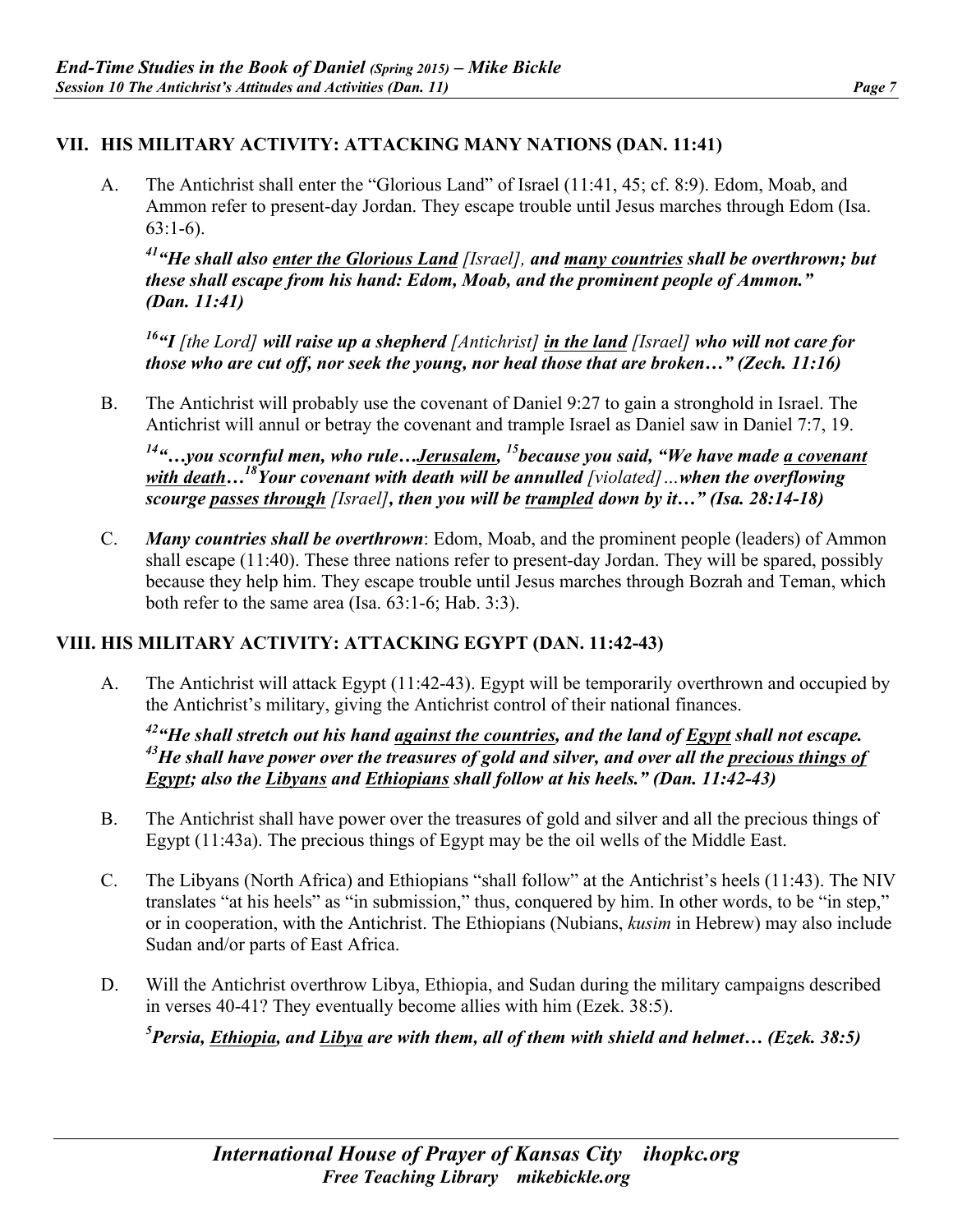## VII. HIS MILITARY ACTIVITY: ATTACKING MANY NATIONS (DAN. 11:41)

A. The Antichrist shall enter the "Glorious Land" of Israel (11:41, 45; cf. 8:9). Edom, Moab, and Ammon refer to present-day Jordan. They escape trouble until Jesus marches through Edom (Isa. 63:1-6).

***[41]"He shall also <u>enter the Glorious Land</u> [Israel], and <u>many countries</u> shall be overthrown; but these shall escape from his hand: Edom, Moab, and the prominent people of Ammon." (Dan. 11:41)***

***[16]"I [the Lord] will raise up a shepherd [Antichrist] <u>in the land</u> [Israel] who will not care for those who are cut off, nor seek the young, nor heal those that are broken…" (Zech. 11:16)***

B. The Antichrist will probably use the covenant of Daniel 9:27 to gain a stronghold in Israel. The Antichrist will annul or betray the covenant and trample Israel as Daniel saw in Daniel 7:7, 19.

***[14]"…you scornful men, who rule…<u>Jerusalem</u>, [15]because you said, "We have made <u>a covenant with death</u>…[18]Your covenant with death will be annulled [violated]…when the overflowing scourge <u>passes through</u> [Israel], then you will be <u>trampled</u> down by it…" (Isa. 28:14-18)***

C. ***Many countries shall be overthrown***: Edom, Moab, and the prominent people (leaders) of Ammon shall escape (11:40). These three nations refer to present-day Jordan. They will be spared, possibly because they help him. They escape trouble until Jesus marches through Bozrah and Teman, which both refer to the same area (Isa. 63:1-6; Hab. 3:3).

## VIII. HIS MILITARY ACTIVITY: ATTACKING EGYPT (DAN. 11:42-43)

A. The Antichrist will attack Egypt (11:42-43). Egypt will be temporarily overthrown and occupied by the Antichrist's military, giving the Antichrist control of their national finances.

***[42]"He shall stretch out his hand <u>against the countries</u>, and the land of <u>Egypt</u> shall not escape. [43]He shall have power over the treasures of gold and silver, and over all the <u>precious things of Egypt</u>; also the <u>Libyans</u> and <u>Ethiopians</u> shall follow at his heels." (Dan. 11:42-43)***

B. The Antichrist shall have power over the treasures of gold and silver and all the precious things of Egypt (11:43a). The precious things of Egypt may be the oil wells of the Middle East.

C. The Libyans (North Africa) and Ethiopians "shall follow" at the Antichrist's heels (11:43). The NIV translates "at his heels" as "in submission," thus, conquered by him. In other words, to be "in step," or in cooperation, with the Antichrist. The Ethiopians (Nubians, *kusim* in Hebrew) may also include Sudan and/or parts of East Africa.

D. Will the Antichrist overthrow Libya, Ethiopia, and Sudan during the military campaigns described in verses 40-41? They eventually become allies with him (Ezek. 38:5).

***[5]Persia, <u>Ethiopia</u>, and <u>Libya</u> are with them, all of them with shield and helmet… (Ezek. 38:5)***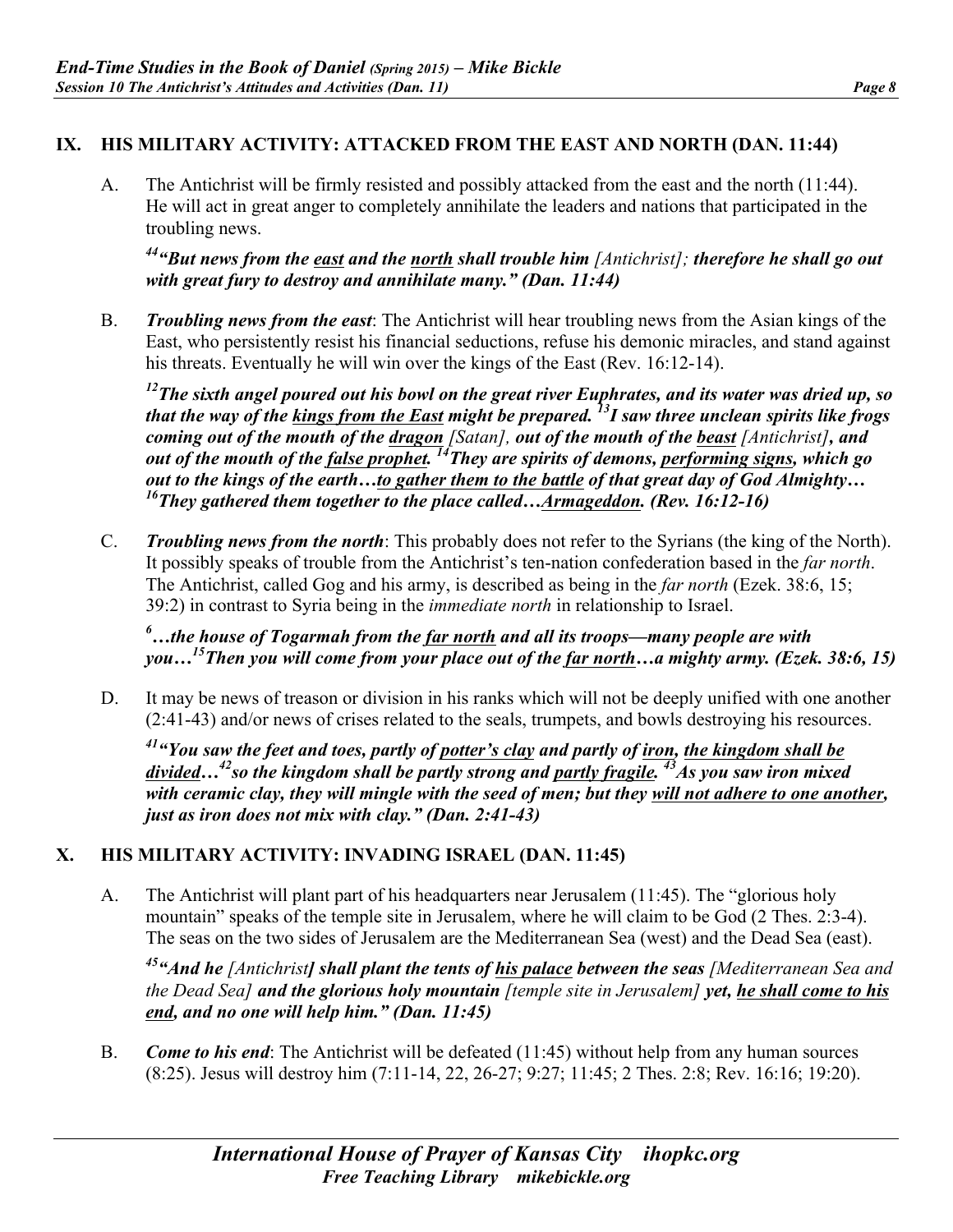## IX. HIS MILITARY ACTIVITY: ATTACKED FROM THE EAST AND NORTH (DAN. 11:44)

A. The Antichrist will be firmly resisted and possibly attacked from the east and the north (11:44). He will act in great anger to completely annihilate the leaders and nations that participated in the troubling news.

***[44]"But news from the <u>east</u> and the <u>north</u> shall trouble him*** *[Antichrist];* ***therefore he shall go out with great fury to destroy and annihilate many." (Dan. 11:44)***

B. ***Troubling news from the east***: The Antichrist will hear troubling news from the Asian kings of the East, who persistently resist his financial seductions, refuse his demonic miracles, and stand against his threats. Eventually he will win over the kings of the East (Rev. 16:12-14).

***[12]The sixth angel poured out his bowl on the great river Euphrates, and its water was dried up, so that the way of the <u>kings from the East</u> might be prepared. [13]I saw three unclean spirits like frogs coming out of the mouth of the <u>dragon</u>*** *[Satan],* ***out of the mouth of the <u>beast</u>*** *[Antichrist]****, and out of the mouth of the <u>false prophet</u>. [14]They are spirits of demons, <u>performing signs</u>, which go out to the kings of the earth…<u>to gather them to the battle</u> of that great day of God Almighty… [16]They gathered them together to the place called…<u>Armageddon</u>. (Rev. 16:12-16)***

C. ***Troubling news from the north***: This probably does not refer to the Syrians (the king of the North). It possibly speaks of trouble from the Antichrist's ten-nation confederation based in the *far north*. The Antichrist, called Gog and his army, is described as being in the *far north* (Ezek. 38:6, 15; 39:2) in contrast to Syria being in the *immediate north* in relationship to Israel.

***[6]…the house of Togarmah from the <u>far north</u> and all its troops—many people are with you…[15]Then you will come from your place out of the <u>far north</u>…a mighty army. (Ezek. 38:6, 15)***

D. It may be news of treason or division in his ranks which will not be deeply unified with one another (2:41-43) and/or news of crises related to the seals, trumpets, and bowls destroying his resources.

***[41]"You saw the feet and toes, partly of <u>potter's clay</u> and partly of <u>iron</u>, <u>the kingdom shall be divided</u>…[42]so the kingdom shall be partly strong and <u>partly fragile</u>. [43]As you saw iron mixed with ceramic clay, they will mingle with the seed of men; but they <u>will not adhere to one another</u>, just as iron does not mix with clay." (Dan. 2:41-43)***

## X. HIS MILITARY ACTIVITY: INVADING ISRAEL (DAN. 11:45)

A. The Antichrist will plant part of his headquarters near Jerusalem (11:45). The "glorious holy mountain" speaks of the temple site in Jerusalem, where he will claim to be God (2 Thes. 2:3-4). The seas on the two sides of Jerusalem are the Mediterranean Sea (west) and the Dead Sea (east).

***[45]"And he*** *[Antichrist]* ***shall plant the tents of <u>his palace</u> between the seas*** *[Mediterranean Sea and the Dead Sea]* ***and the glorious holy mountain*** *[temple site in Jerusalem]* ***yet, <u>he shall come to his end</u>, and no one will help him." (Dan. 11:45)***

B. ***Come to his end***: The Antichrist will be defeated (11:45) without help from any human sources (8:25). Jesus will destroy him (7:11-14, 22, 26-27; 9:27; 11:45; 2 Thes. 2:8; Rev. 16:16; 19:20).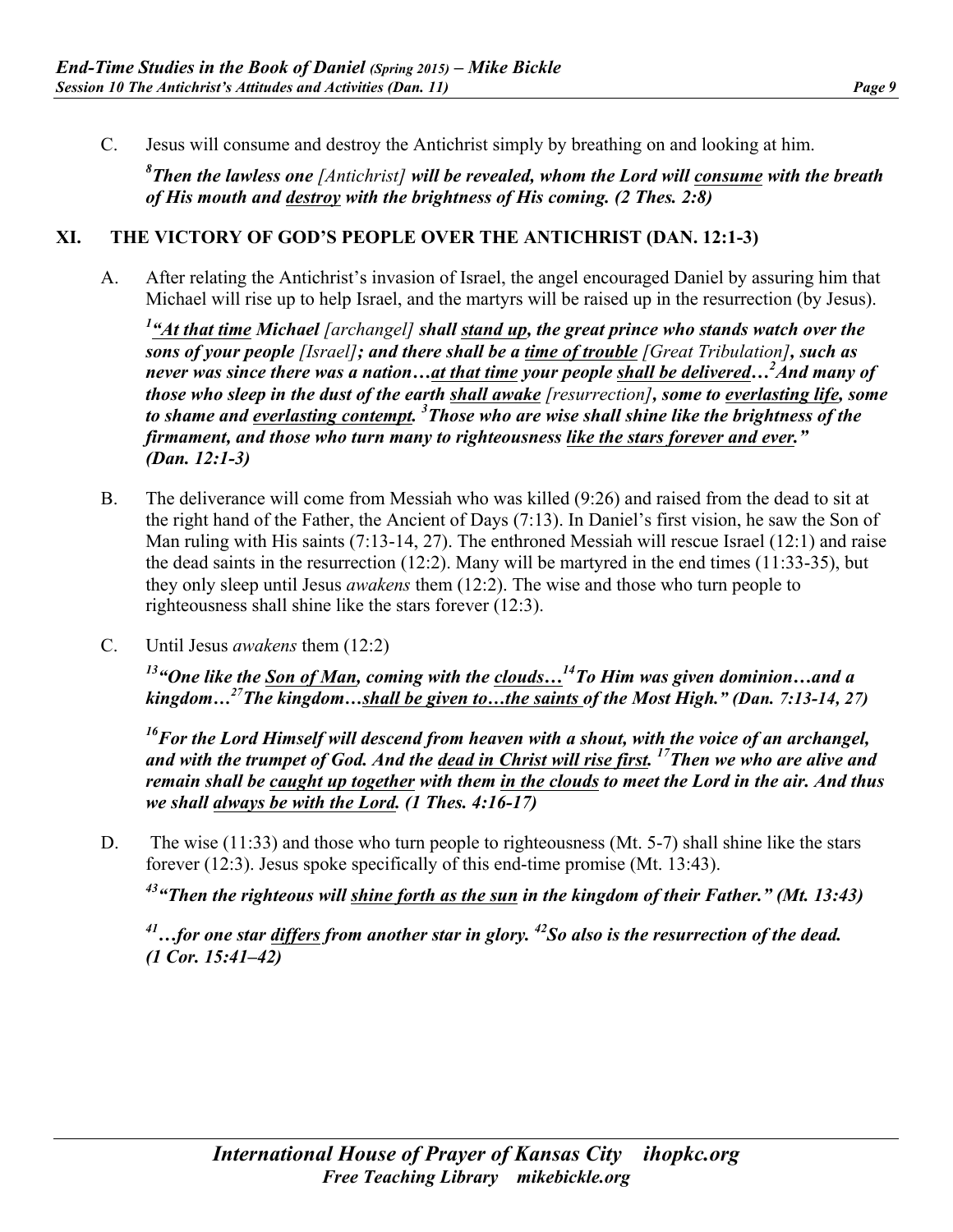C. Jesus will consume and destroy the Antichrist simply by breathing on and looking at him.

***[8]Then the lawless one** [Antichrist] **will be revealed, whom the Lord will <u>consume</u> with the breath of His mouth and <u>destroy</u> with the brightness of His coming. (2 Thes. 2:8)***

## XI. THE VICTORY OF GOD'S PEOPLE OVER THE ANTICHRIST (DAN. 12:1-3)

A. After relating the Antichrist's invasion of Israel, the angel encouraged Daniel by assuring him that Michael will rise up to help Israel, and the martyrs will be raised up in the resurrection (by Jesus).

***[1]"<u>At that time</u> Michael** [archangel] **shall <u>stand up</u>, the great prince who stands watch over the sons of your people** [Israel]**; and there shall be a <u>time of trouble</u>** [Great Tribulation]**, such as never was since there was a nation…<u>at that time</u> your people <u>shall be delivered</u>…[2]And many of those who sleep in the dust of the earth <u>shall awake</u>** [resurrection]**, some to <u>everlasting life</u>, some to shame and <u>everlasting contempt</u>. [3]Those who are wise shall shine like the brightness of the firmament, and those who turn many to righteousness <u>like the stars forever and ever</u>." (Dan. 12:1-3)***

B. The deliverance will come from Messiah who was killed (9:26) and raised from the dead to sit at the right hand of the Father, the Ancient of Days (7:13). In Daniel's first vision, he saw the Son of Man ruling with His saints (7:13-14, 27). The enthroned Messiah will rescue Israel (12:1) and raise the dead saints in the resurrection (12:2). Many will be martyred in the end times (11:33-35), but they only sleep until Jesus *awakens* them (12:2). The wise and those who turn people to righteousness shall shine like the stars forever (12:3).

C. Until Jesus *awakens* them (12:2)

***[13]"One like the <u>Son of Man</u>, coming with the <u>clouds</u>…[14]To Him was given dominion…and a kingdom…[27]The kingdom…<u>shall be given to…the saints</u> of the Most High." (Dan. 7:13-14, 27)***

***[16]For the Lord Himself will descend from heaven with a shout, with the voice of an archangel, and with the trumpet of God. And the <u>dead in Christ will rise first</u>. [17]Then we who are alive and remain shall be <u>caught up together</u> with them <u>in the clouds</u> to meet the Lord in the air. And thus we shall <u>always be with the Lord</u>. (1 Thes. 4:16-17)***

D. The wise (11:33) and those who turn people to righteousness (Mt. 5-7) shall shine like the stars forever (12:3). Jesus spoke specifically of this end-time promise (Mt. 13:43).

***[43]"Then the righteous will <u>shine forth as the sun</u> in the kingdom of their Father." (Mt. 13:43)***

***[41]…for one star <u>differs</u> from another star in glory. [42]So also is the resurrection of the dead. (1 Cor. 15:41–42)***